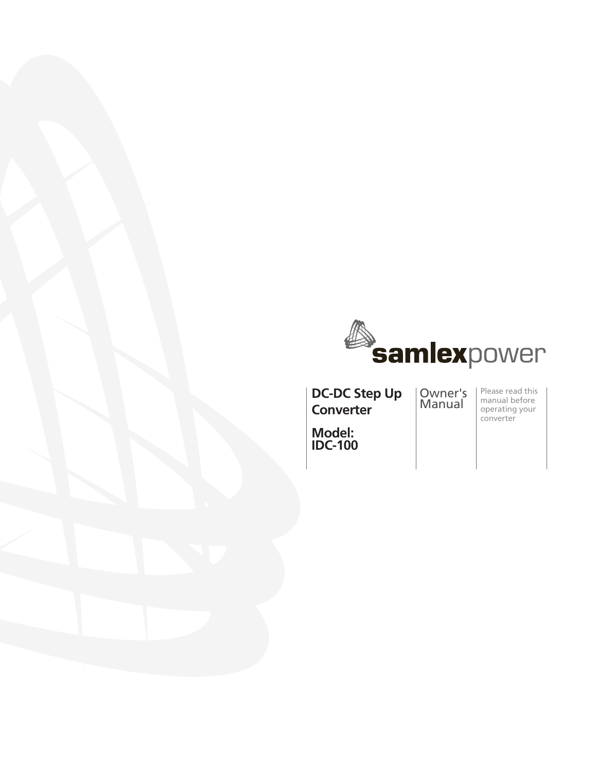samlexpower

**DC-DC Step Up Converter**

**Model: IDC-100**

Owner's Manual

Please read this manual before operating your converter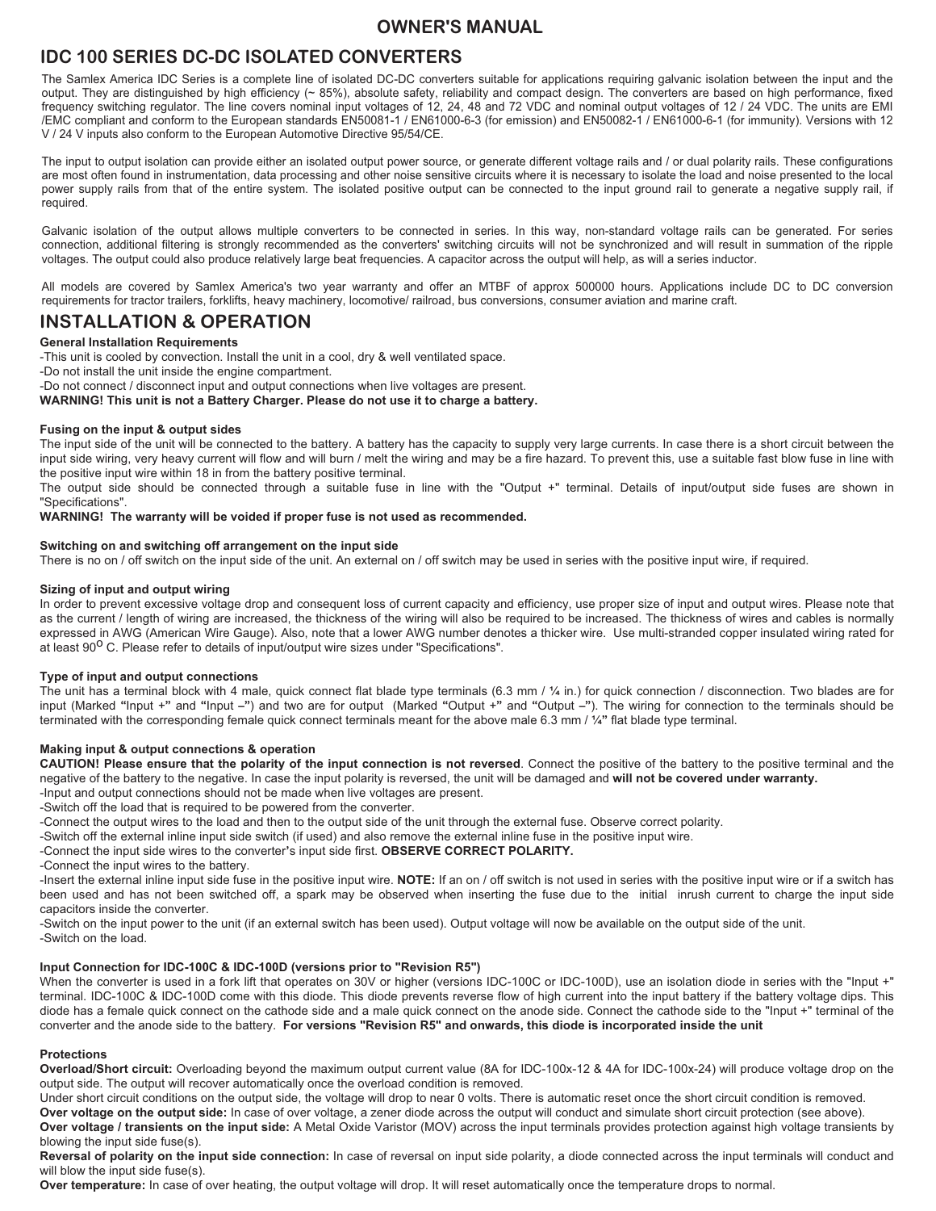# OWNER'S MANUAL

## IDC 100 SERIES DC-DC ISOLATED CONVERTERS

The Samlex America IDC Series is a complete line of isolated DC-DC converters suitable for applications requiring galvanic isolation between the input and the output. They are distinguished by high efficiency (~ 85%), absolute safety, reliability and compact design. The converters are based on high performance, fixed frequency switching regulator. The line covers nominal input voltages of 12, 24, 48 and 72 VDC and nominal output voltages of 12 / 24 VDC. The units are EMI /EMC compliant and conform to the European standards EN50081-1 / EN61000-6-3 (for emission) and EN50082-1 / EN61000-6-1 (for immunity). Versions with 12 V / 24 V inputs also conform to the European Automotive Directive 95/54/CE.

The input to output isolation can provide either an isolated output power source, or generate different voltage rails and / or dual polarity rails. These configurations are most often found in instrumentation, data processing and other noise sensitive circuits where it is necessary to isolate the load and noise presented to the local power supply rails from that of the entire system. The isolated positive output can be connected to the input ground rail to generate a negative supply rail, if required.

Galvanic isolation of the output allows multiple converters to be connected in series. In this way, non-standard voltage rails can be generated. For series connection, additional filtering is strongly recommended as the converters' switching circuits will not be synchronized and will result in summation of the ripple voltages. The output could also produce relatively large beat frequencies. A capacitor across the output will help, as will a series inductor.

All models are covered by Samlex America's two year warranty and offer an MTBF of approx 500000 hours. Applications include DC to DC conversion requirements for tractor trailers, forklifts, heavy machinery, locomotive/ railroad, bus conversions, consumer aviation and marine craft.

## INSTALLATION & OPERATION

**General Installation Requirements**

-This unit is cooled by convection. Install the unit in a cool, dry & well ventilated space.
-Do not install the unit inside the engine compartment.
-Do not connect / disconnect input and output connections when live voltages are present.
**WARNING! This unit is not a Battery Charger. Please do not use it to charge a battery.**

**Fusing on the input & output sides**

The input side of the unit will be connected to the battery. A battery has the capacity to supply very large currents. In case there is a short circuit between the input side wiring, very heavy current will flow and will burn / melt the wiring and may be a fire hazard. To prevent this, use a suitable fast blow fuse in line with the positive input wire within 18 in from the battery positive terminal.
The output side should be connected through a suitable fuse in line with the "Output +" terminal. Details of input/output side fuses are shown in "Specifications".
**WARNING! The warranty will be voided if proper fuse is not used as recommended.**

**Switching on and switching off arrangement on the input side**

There is no on / off switch on the input side of the unit. An external on / off switch may be used in series with the positive input wire, if required.

**Sizing of input and output wiring**

In order to prevent excessive voltage drop and consequent loss of current capacity and efficiency, use proper size of input and output wires. Please note that as the current / length of wiring are increased, the thickness of the wiring will also be required to be increased. The thickness of wires and cables is normally expressed in AWG (American Wire Gauge). Also, note that a lower AWG number denotes a thicker wire. Use multi-stranded copper insulated wiring rated for at least 90$^{O}$ C. Please refer to details of input/output wire sizes under "Specifications".

**Type of input and output connections**

The unit has a terminal block with 4 male, quick connect flat blade type terminals (6.3 mm / ¼ in.) for quick connection / disconnection. Two blades are for input (Marked "Input +" and "Input –") and two are for output (Marked "Output +" and "Output –"). The wiring for connection to the terminals should be terminated with the corresponding female quick connect terminals meant for the above male 6.3 mm / ¼" flat blade type terminal.

**Making input & output connections & operation**

**CAUTION! Please ensure that the polarity of the input connection is not reversed**. Connect the positive of the battery to the positive terminal and the negative of the battery to the negative. In case the input polarity is reversed, the unit will be damaged and **will not be covered under warranty.**
-Input and output connections should not be made when live voltages are present.
-Switch off the load that is required to be powered from the converter.
-Connect the output wires to the load and then to the output side of the unit through the external fuse. Observe correct polarity.
-Switch off the external inline input side switch (if used) and also remove the external inline fuse in the positive input wire.
-Connect the input side wires to the converter's input side first. **OBSERVE CORRECT POLARITY.**
-Connect the input wires to the battery.
-Insert the external inline input side fuse in the positive input wire. **NOTE:** If an on / off switch is not used in series with the positive input wire or if a switch has been used and has not been switched off, a spark may be observed when inserting the fuse due to the initial inrush current to charge the input side capacitors inside the converter.
-Switch on the input power to the unit (if an external switch has been used). Output voltage will now be available on the output side of the unit.
-Switch on the load.

**Input Connection for IDC-100C & IDC-100D (versions prior to "Revision R5")**

When the converter is used in a fork lift that operates on 30V or higher (versions IDC-100C or IDC-100D), use an isolation diode in series with the "Input +" terminal. IDC-100C & IDC-100D come with this diode. This diode prevents reverse flow of high current into the input battery if the battery voltage dips. This diode has a female quick connect on the cathode side and a male quick connect on the anode side. Connect the cathode side to the "Input +" terminal of the converter and the anode side to the battery. **For versions "Revision R5" and onwards, this diode is incorporated inside the unit**

**Protections**

**Overload/Short circuit:** Overloading beyond the maximum output current value (8A for IDC-100x-12 & 4A for IDC-100x-24) will produce voltage drop on the output side. The output will recover automatically once the overload condition is removed.
Under short circuit conditions on the output side, the voltage will drop to near 0 volts. There is automatic reset once the short circuit condition is removed.
**Over voltage on the output side:** In case of over voltage, a zener diode across the output will conduct and simulate short circuit protection (see above).
**Over voltage / transients on the input side:** A Metal Oxide Varistor (MOV) across the input terminals provides protection against high voltage transients by blowing the input side fuse(s).
**Reversal of polarity on the input side connection:** In case of reversal on input side polarity, a diode connected across the input terminals will conduct and will blow the input side fuse(s).
**Over temperature:** In case of over heating, the output voltage will drop. It will reset automatically once the temperature drops to normal.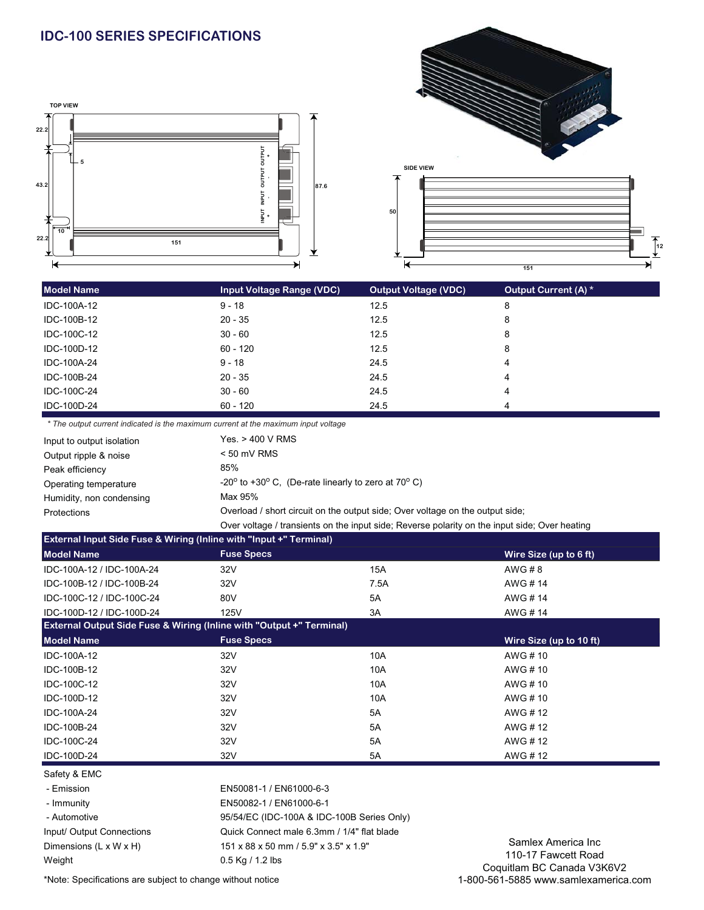# IDC-100 SERIES SPECIFICATIONS

TOP VIEW

SIDE VIEW

| Model Name | Input Voltage Range (VDC) | Output Voltage (VDC) | Output Current (A) * |
|---|---|---|---|
| IDC-100A-12 | 9 - 18 | 12.5 | 8 |
| IDC-100B-12 | 20 - 35 | 12.5 | 8 |
| IDC-100C-12 | 30 - 60 | 12.5 | 8 |
| IDC-100D-12 | 60 - 120 | 12.5 | 8 |
| IDC-100A-24 | 9 - 18 | 24.5 | 4 |
| IDC-100B-24 | 20 - 35 | 24.5 | 4 |
| IDC-100C-24 | 30 - 60 | 24.5 | 4 |
| IDC-100D-24 | 60 - 120 | 24.5 | 4 |

*\* The output current indicated is the maximum current at the maximum input voltage*

| | |
|---|---|
| Input to output isolation | Yes. > 400 V RMS |
| Output ripple & noise | < 50 mV RMS |
| Peak efficiency | 85% |
| Operating temperature | -20° to +30° C, (De-rate linearly to zero at 70° C) |
| Humidity, non condensing | Max 95% |
| Protections | Overload / short circuit on the output side; Over voltage on the output side; Over voltage / transients on the input side; Reverse polarity on the input side; Over heating |

**External Input Side Fuse & Wiring (Inline with "Input +" Terminal)**

| Model Name | Fuse Specs | | Wire Size (up to 6 ft) |
|---|---|---|---|
| IDC-100A-12 / IDC-100A-24 | 32V | 15A | AWG # 8 |
| IDC-100B-12 / IDC-100B-24 | 32V | 7.5A | AWG # 14 |
| IDC-100C-12 / IDC-100C-24 | 80V | 5A | AWG # 14 |
| IDC-100D-12 / IDC-100D-24 | 125V | 3A | AWG # 14 |

**External Output Side Fuse & Wiring (Inline with "Output +" Terminal)**

| Model Name | Fuse Specs | | Wire Size (up to 10 ft) |
|---|---|---|---|
| IDC-100A-12 | 32V | 10A | AWG # 10 |
| IDC-100B-12 | 32V | 10A | AWG # 10 |
| IDC-100C-12 | 32V | 10A | AWG # 10 |
| IDC-100D-12 | 32V | 10A | AWG # 10 |
| IDC-100A-24 | 32V | 5A | AWG # 12 |
| IDC-100B-24 | 32V | 5A | AWG # 12 |
| IDC-100C-24 | 32V | 5A | AWG # 12 |
| IDC-100D-24 | 32V | 5A | AWG # 12 |

| | |
|---|---|
| Safety & EMC | |
| - Emission | EN50081-1 / EN61000-6-3 |
| - Immunity | EN50082-1 / EN61000-6-1 |
| - Automotive | 95/54/EC (IDC-100A & IDC-100B Series Only) |
| Input/ Output Connections | Quick Connect male 6.3mm / 1/4" flat blade |
| Dimensions (L x W x H) | 151 x 88 x 50 mm / 5.9" x 3.5" x 1.9" |
| Weight | 0.5 Kg / 1.2 lbs |

*Note: Specifications are subject to change without notice

Samlex America Inc
110-17 Fawcett Road
Coquitlam BC Canada V3K6V2
1-800-561-5885 www.samlexamerica.com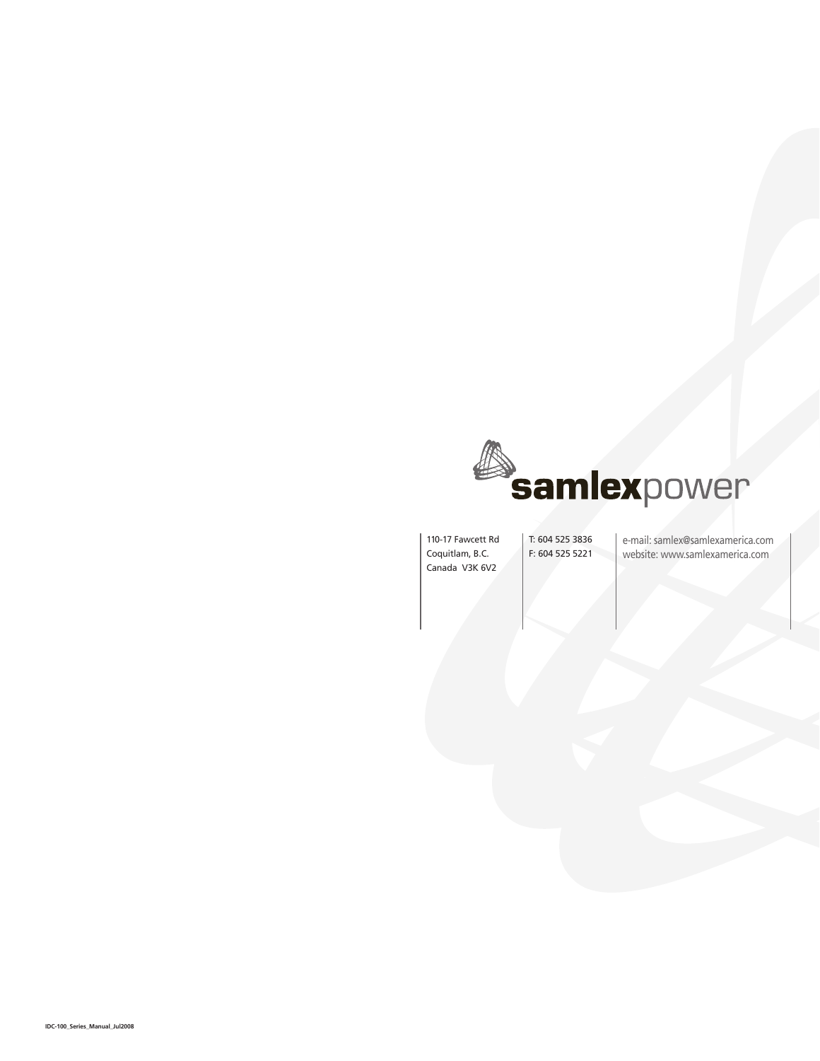samlexpower

110-17 Fawcett Rd
Coquitlam, B.C.
Canada V3K 6V2

T: 604 525 3836
F: 604 525 5221

e-mail: samlex@samlexamerica.com
website: www.samlexamerica.com

IDC-100_Series_Manual_Jul2008